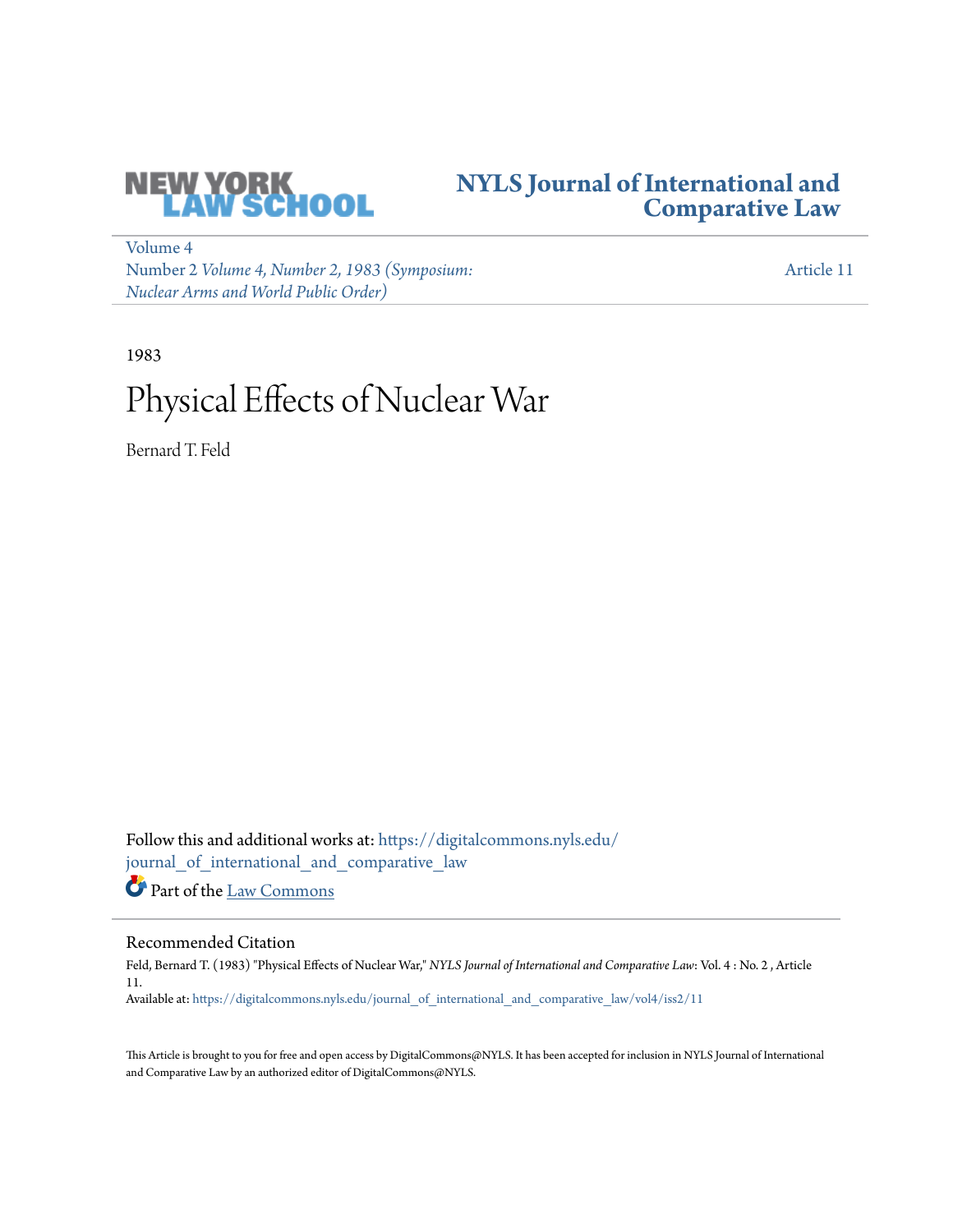NEW YORK LAW SCHOOL

# NYLS Journal of International and Comparative Law

Volume 4
Number 2 *Volume 4, Number 2, 1983 (Symposium: Nuclear Arms and World Public Order)*

Article 11

1983

# Physical Effects of Nuclear War

Bernard T. Feld

Follow this and additional works at: https://digitalcommons.nyls.edu/journal_of_international_and_comparative_law

Part of the Law Commons

## Recommended Citation

Feld, Bernard T. (1983) "Physical Effects of Nuclear War," *NYLS Journal of International and Comparative Law*: Vol. 4 : No. 2 , Article 11.
Available at: https://digitalcommons.nyls.edu/journal_of_international_and_comparative_law/vol4/iss2/11

This Article is brought to you for free and open access by DigitalCommons@NYLS. It has been accepted for inclusion in NYLS Journal of International and Comparative Law by an authorized editor of DigitalCommons@NYLS.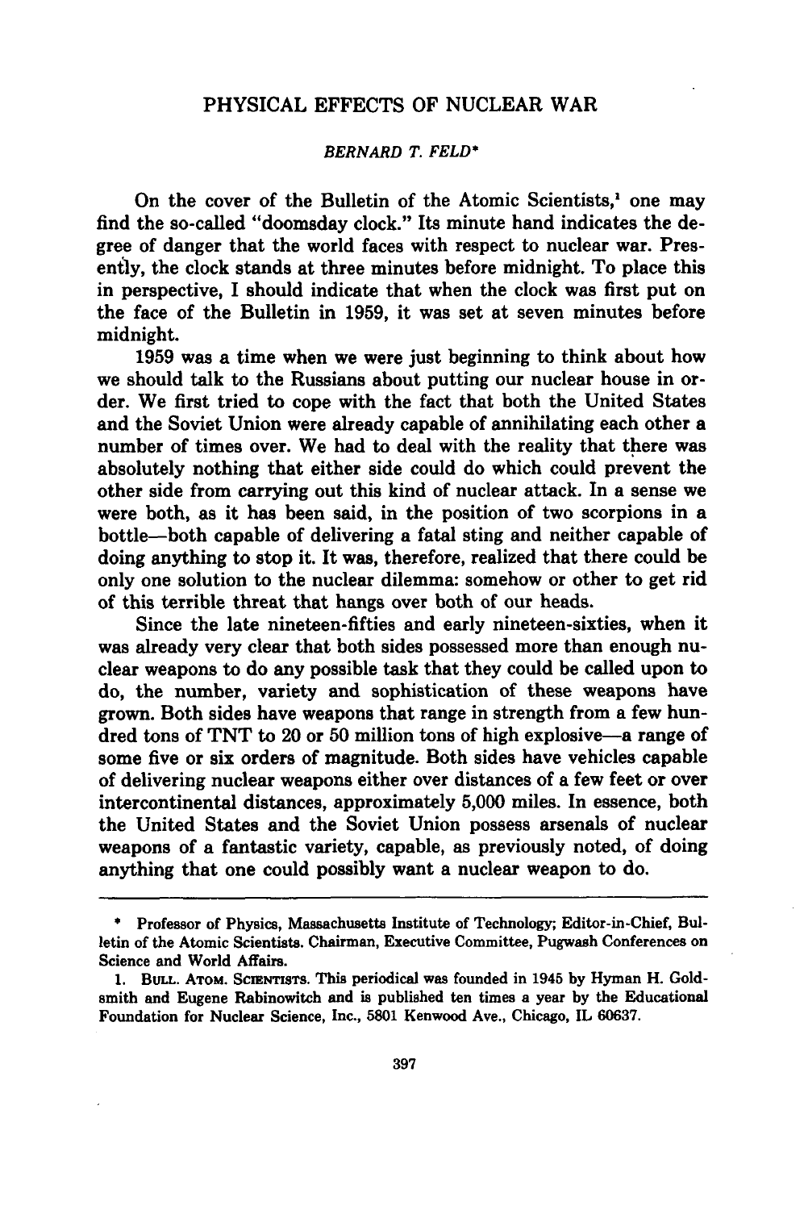# PHYSICAL EFFECTS OF NUCLEAR WAR

*BERNARD T. FELD**

On the cover of the Bulletin of the Atomic Scientists,[1] one may find the so-called "doomsday clock." Its minute hand indicates the degree of danger that the world faces with respect to nuclear war. Presently, the clock stands at three minutes before midnight. To place this in perspective, I should indicate that when the clock was first put on the face of the Bulletin in 1959, it was set at seven minutes before midnight.

1959 was a time when we were just beginning to think about how we should talk to the Russians about putting our nuclear house in order. We first tried to cope with the fact that both the United States and the Soviet Union were already capable of annihilating each other a number of times over. We had to deal with the reality that there was absolutely nothing that either side could do which could prevent the other side from carrying out this kind of nuclear attack. In a sense we were both, as it has been said, in the position of two scorpions in a bottle—both capable of delivering a fatal sting and neither capable of doing anything to stop it. It was, therefore, realized that there could be only one solution to the nuclear dilemma: somehow or other to get rid of this terrible threat that hangs over both of our heads.

Since the late nineteen-fifties and early nineteen-sixties, when it was already very clear that both sides possessed more than enough nuclear weapons to do any possible task that they could be called upon to do, the number, variety and sophistication of these weapons have grown. Both sides have weapons that range in strength from a few hundred tons of TNT to 20 or 50 million tons of high explosive—a range of some five or six orders of magnitude. Both sides have vehicles capable of delivering nuclear weapons either over distances of a few feet or over intercontinental distances, approximately 5,000 miles. In essence, both the United States and the Soviet Union possess arsenals of nuclear weapons of a fantastic variety, capable, as previously noted, of doing anything that one could possibly want a nuclear weapon to do.

---

\* Professor of Physics, Massachusetts Institute of Technology; Editor-in-Chief, Bulletin of the Atomic Scientists. Chairman, Executive Committee, Pugwash Conferences on Science and World Affairs.

1. BULL. ATOM. SCIENTISTS. This periodical was founded in 1945 by Hyman H. Goldsmith and Eugene Rabinowitch and is published ten times a year by the Educational Foundation for Nuclear Science, Inc., 5801 Kenwood Ave., Chicago, IL 60637.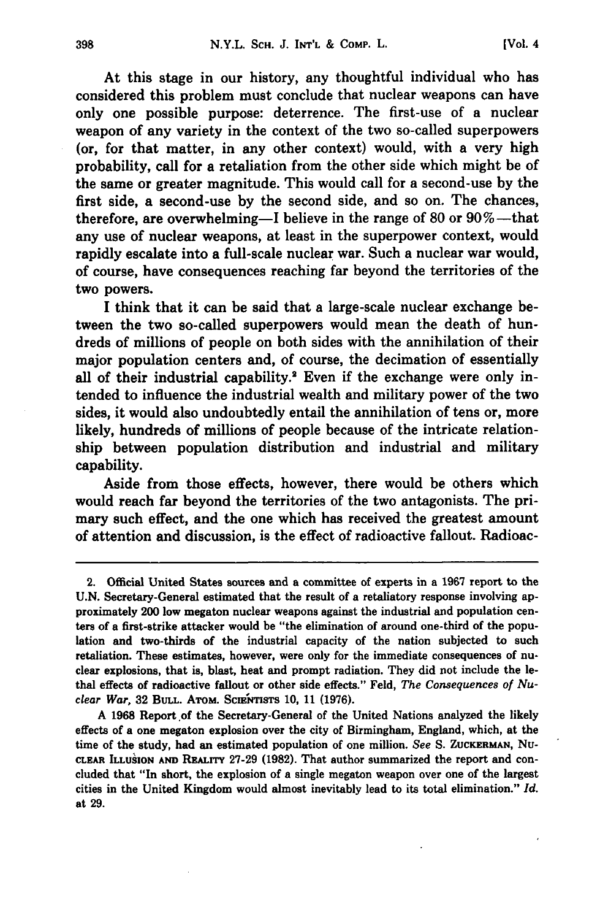At this stage in our history, any thoughtful individual who has considered this problem must conclude that nuclear weapons can have only one possible purpose: deterrence. The first-use of a nuclear weapon of any variety in the context of the two so-called superpowers (or, for that matter, in any other context) would, with a very high probability, call for a retaliation from the other side which might be of the same or greater magnitude. This would call for a second-use by the first side, a second-use by the second side, and so on. The chances, therefore, are overwhelming—I believe in the range of 80 or 90%—that any use of nuclear weapons, at least in the superpower context, would rapidly escalate into a full-scale nuclear war. Such a nuclear war would, of course, have consequences reaching far beyond the territories of the two powers.

I think that it can be said that a large-scale nuclear exchange between the two so-called superpowers would mean the death of hundreds of millions of people on both sides with the annihilation of their major population centers and, of course, the decimation of essentially all of their industrial capability.[2] Even if the exchange were only intended to influence the industrial wealth and military power of the two sides, it would also undoubtedly entail the annihilation of tens or, more likely, hundreds of millions of people because of the intricate relationship between population distribution and industrial and military capability.

Aside from those effects, however, there would be others which would reach far beyond the territories of the two antagonists. The primary such effect, and the one which has received the greatest amount of attention and discussion, is the effect of radioactive fallout. Radioac-

---

2. Official United States sources and a committee of experts in a 1967 report to the U.N. Secretary-General estimated that the result of a retaliatory response involving approximately 200 low megaton nuclear weapons against the industrial and population centers of a first-strike attacker would be "the elimination of around one-third of the population and two-thirds of the industrial capacity of the nation subjected to such retaliation. These estimates, however, were only for the immediate consequences of nuclear explosions, that is, blast, heat and prompt radiation. They did not include the lethal effects of radioactive fallout or other side effects." Feld, *The Consequences of Nuclear War*, 32 BULL. ATOM. SCIENTISTS 10, 11 (1976).

A 1968 Report of the Secretary-General of the United Nations analyzed the likely effects of a one megaton explosion over the city of Birmingham, England, which, at the time of the study, had an estimated population of one million. *See* S. ZUCKERMAN, NUCLEAR ILLUSION AND REALITY 27-29 (1982). That author summarized the report and concluded that "In short, the explosion of a single megaton weapon over one of the largest cities in the United Kingdom would almost inevitably lead to its total elimination." *Id.* at 29.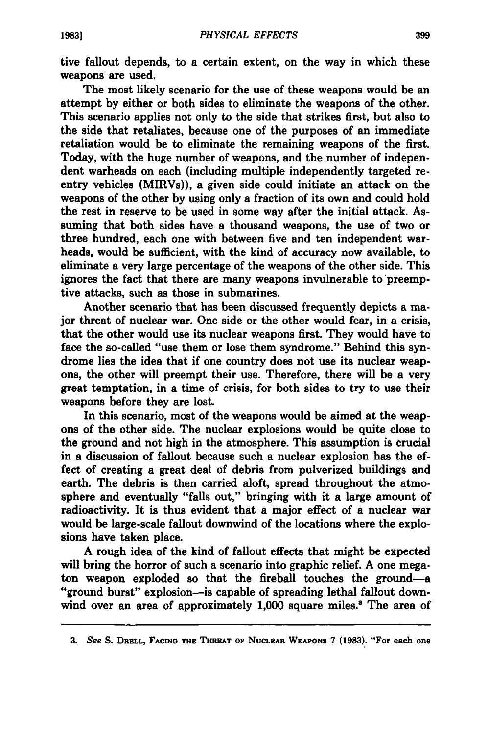tive fallout depends, to a certain extent, on the way in which these weapons are used.

The most likely scenario for the use of these weapons would be an attempt by either or both sides to eliminate the weapons of the other. This scenario applies not only to the side that strikes first, but also to the side that retaliates, because one of the purposes of an immediate retaliation would be to eliminate the remaining weapons of the first. Today, with the huge number of weapons, and the number of independent warheads on each (including multiple independently targeted reentry vehicles (MIRVs)), a given side could initiate an attack on the weapons of the other by using only a fraction of its own and could hold the rest in reserve to be used in some way after the initial attack. Assuming that both sides have a thousand weapons, the use of two or three hundred, each one with between five and ten independent warheads, would be sufficient, with the kind of accuracy now available, to eliminate a very large percentage of the weapons of the other side. This ignores the fact that there are many weapons invulnerable to preemptive attacks, such as those in submarines.

Another scenario that has been discussed frequently depicts a major threat of nuclear war. One side or the other would fear, in a crisis, that the other would use its nuclear weapons first. They would have to face the so-called "use them or lose them syndrome." Behind this syndrome lies the idea that if one country does not use its nuclear weapons, the other will preempt their use. Therefore, there will be a very great temptation, in a time of crisis, for both sides to try to use their weapons before they are lost.

In this scenario, most of the weapons would be aimed at the weapons of the other side. The nuclear explosions would be quite close to the ground and not high in the atmosphere. This assumption is crucial in a discussion of fallout because such a nuclear explosion has the effect of creating a great deal of debris from pulverized buildings and earth. The debris is then carried aloft, spread throughout the atmosphere and eventually "falls out," bringing with it a large amount of radioactivity. It is thus evident that a major effect of a nuclear war would be large-scale fallout downwind of the locations where the explosions have taken place.

A rough idea of the kind of fallout effects that might be expected will bring the horror of such a scenario into graphic relief. A one megaton weapon exploded so that the fireball touches the ground—a "ground burst" explosion—is capable of spreading lethal fallout downwind over an area of approximately 1,000 square miles.[3] The area of

---

3. *See* S. Drell, Facing the Threat of Nuclear Weapons 7 (1983). "For each one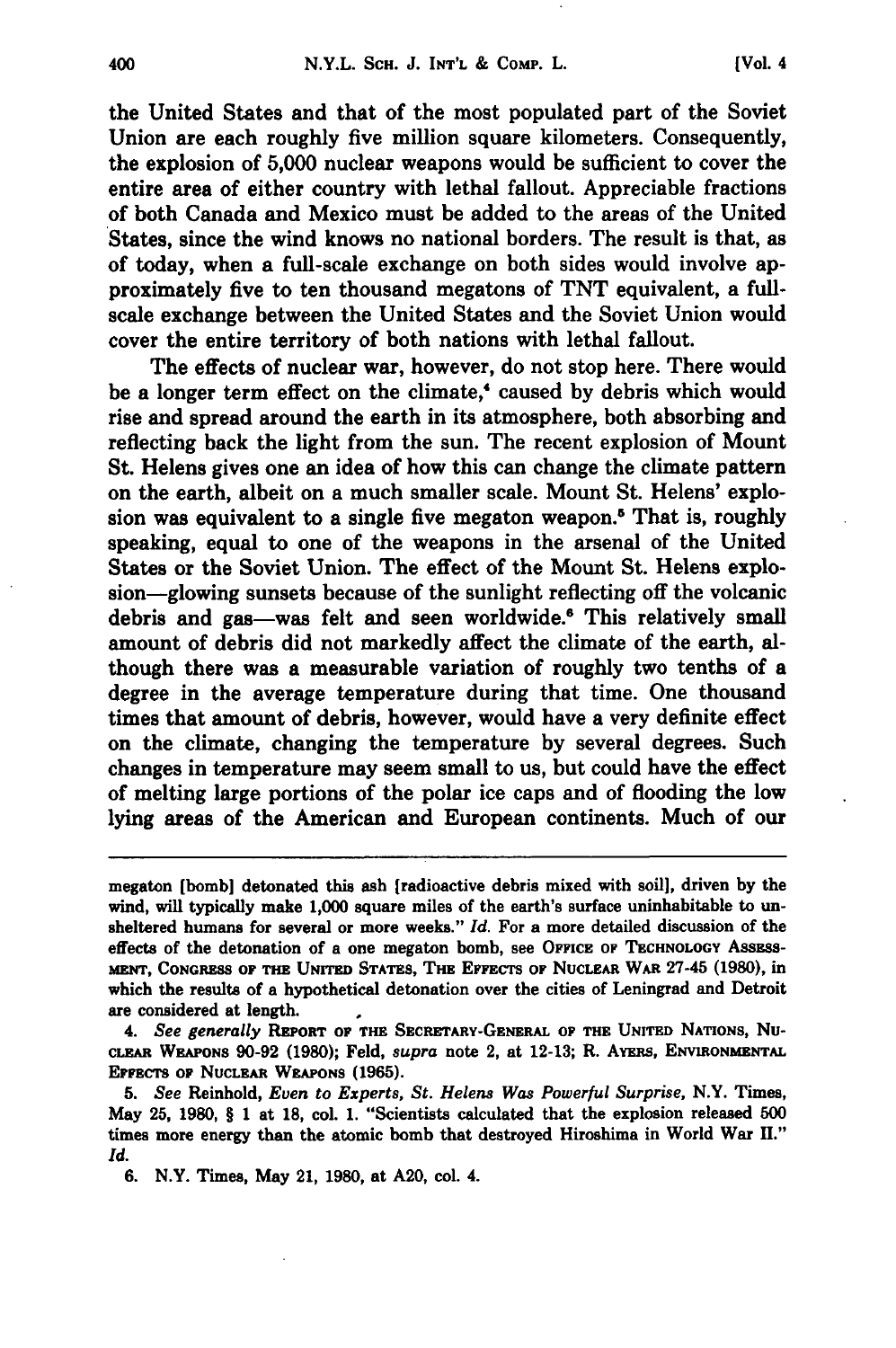the United States and that of the most populated part of the Soviet Union are each roughly five million square kilometers. Consequently, the explosion of 5,000 nuclear weapons would be sufficient to cover the entire area of either country with lethal fallout. Appreciable fractions of both Canada and Mexico must be added to the areas of the United States, since the wind knows no national borders. The result is that, as of today, when a full-scale exchange on both sides would involve approximately five to ten thousand megatons of TNT equivalent, a full-scale exchange between the United States and the Soviet Union would cover the entire territory of both nations with lethal fallout.

The effects of nuclear war, however, do not stop here. There would be a longer term effect on the climate,[4] caused by debris which would rise and spread around the earth in its atmosphere, both absorbing and reflecting back the light from the sun. The recent explosion of Mount St. Helens gives one an idea of how this can change the climate pattern on the earth, albeit on a much smaller scale. Mount St. Helens' explosion was equivalent to a single five megaton weapon.[5] That is, roughly speaking, equal to one of the weapons in the arsenal of the United States or the Soviet Union. The effect of the Mount St. Helens explosion—glowing sunsets because of the sunlight reflecting off the volcanic debris and gas—was felt and seen worldwide.[6] This relatively small amount of debris did not markedly affect the climate of the earth, although there was a measurable variation of roughly two tenths of a degree in the average temperature during that time. One thousand times that amount of debris, however, would have a very definite effect on the climate, changing the temperature by several degrees. Such changes in temperature may seem small to us, but could have the effect of melting large portions of the polar ice caps and of flooding the low lying areas of the American and European continents. Much of our

---

megaton [bomb] detonated this ash [radioactive debris mixed with soil], driven by the wind, will typically make 1,000 square miles of the earth's surface uninhabitable to unsheltered humans for several or more weeks." *Id.* For a more detailed discussion of the effects of the detonation of a one megaton bomb, see OFFICE OF TECHNOLOGY ASSESSMENT, CONGRESS OF THE UNITED STATES, THE EFFECTS OF NUCLEAR WAR 27-45 (1980), in which the results of a hypothetical detonation over the cities of Leningrad and Detroit are considered at length.

4. *See generally* REPORT OF THE SECRETARY-GENERAL OF THE UNITED NATIONS, NUCLEAR WEAPONS 90-92 (1980); Feld, *supra* note 2, at 12-13; R. AYERS, ENVIRONMENTAL EFFECTS OF NUCLEAR WEAPONS (1965).

5. *See* Reinhold, *Even to Experts, St. Helens Was Powerful Surprise*, N.Y. Times, May 25, 1980, § 1 at 18, col. 1. "Scientists calculated that the explosion released 500 times more energy than the atomic bomb that destroyed Hiroshima in World War II." *Id.*

6. N.Y. Times, May 21, 1980, at A20, col. 4.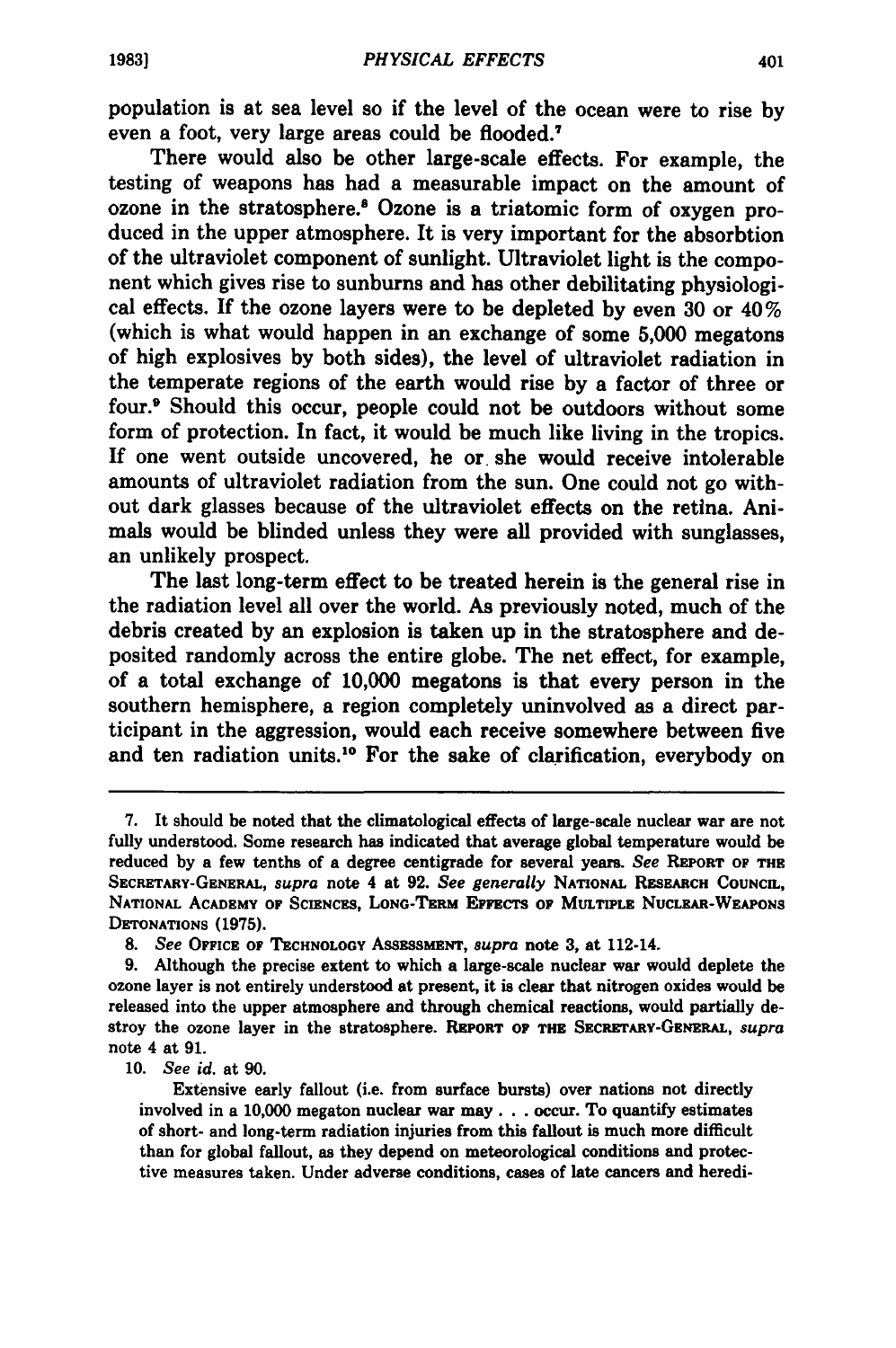population is at sea level so if the level of the ocean were to rise by even a foot, very large areas could be flooded.[7]

There would also be other large-scale effects. For example, the testing of weapons has had a measurable impact on the amount of ozone in the stratosphere.[8] Ozone is a triatomic form of oxygen produced in the upper atmosphere. It is very important for the absorbtion of the ultraviolet component of sunlight. Ultraviolet light is the component which gives rise to sunburns and has other debilitating physiological effects. If the ozone layers were to be depleted by even 30 or 40% (which is what would happen in an exchange of some 5,000 megatons of high explosives by both sides), the level of ultraviolet radiation in the temperate regions of the earth would rise by a factor of three or four.[9] Should this occur, people could not be outdoors without some form of protection. In fact, it would be much like living in the tropics. If one went outside uncovered, he or she would receive intolerable amounts of ultraviolet radiation from the sun. One could not go without dark glasses because of the ultraviolet effects on the retina. Animals would be blinded unless they were all provided with sunglasses, an unlikely prospect.

The last long-term effect to be treated herein is the general rise in the radiation level all over the world. As previously noted, much of the debris created by an explosion is taken up in the stratosphere and deposited randomly across the entire globe. The net effect, for example, of a total exchange of 10,000 megatons is that every person in the southern hemisphere, a region completely uninvolved as a direct participant in the aggression, would each receive somewhere between five and ten radiation units.[10] For the sake of clarification, everybody on

---

7. It should be noted that the climatological effects of large-scale nuclear war are not fully understood. Some research has indicated that average global temperature would be reduced by a few tenths of a degree centigrade for several years. *See* REPORT OF THE SECRETARY-GENERAL, *supra* note 4 at 92. *See generally* NATIONAL RESEARCH COUNCIL, NATIONAL ACADEMY OF SCIENCES, LONG-TERM EFFECTS OF MULTIPLE NUCLEAR-WEAPONS DETONATIONS (1975).

8. *See* OFFICE OF TECHNOLOGY ASSESSMENT, *supra* note 3, at 112-14.

9. Although the precise extent to which a large-scale nuclear war would deplete the ozone layer is not entirely understood at present, it is clear that nitrogen oxides would be released into the upper atmosphere and through chemical reactions, would partially destroy the ozone layer in the stratosphere. REPORT OF THE SECRETARY-GENERAL, *supra* note 4 at 91.

10. *See id.* at 90.

> Extensive early fallout (i.e. from surface bursts) over nations not directly involved in a 10,000 megaton nuclear war may . . . occur. To quantify estimates of short- and long-term radiation injuries from this fallout is much more difficult than for global fallout, as they depend on meteorological conditions and protective measures taken. Under adverse conditions, cases of late cancers and heredi-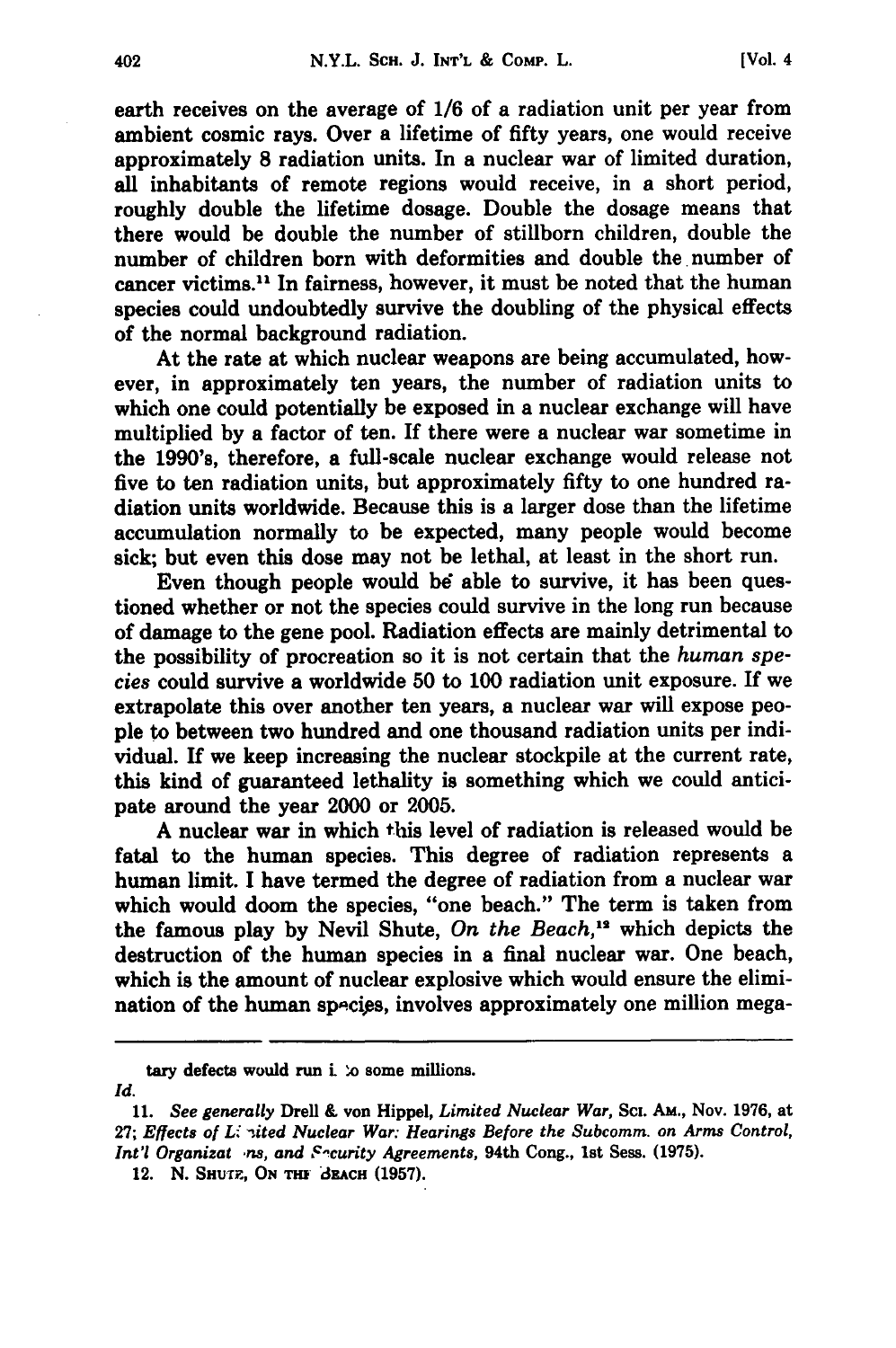earth receives on the average of 1/6 of a radiation unit per year from ambient cosmic rays. Over a lifetime of fifty years, one would receive approximately 8 radiation units. In a nuclear war of limited duration, all inhabitants of remote regions would receive, in a short period, roughly double the lifetime dosage. Double the dosage means that there would be double the number of stillborn children, double the number of children born with deformities and double the number of cancer victims.[11] In fairness, however, it must be noted that the human species could undoubtedly survive the doubling of the physical effects of the normal background radiation.

At the rate at which nuclear weapons are being accumulated, however, in approximately ten years, the number of radiation units to which one could potentially be exposed in a nuclear exchange will have multiplied by a factor of ten. If there were a nuclear war sometime in the 1990's, therefore, a full-scale nuclear exchange would release not five to ten radiation units, but approximately fifty to one hundred radiation units worldwide. Because this is a larger dose than the lifetime accumulation normally to be expected, many people would become sick; but even this dose may not be lethal, at least in the short run.

Even though people would be able to survive, it has been questioned whether or not the species could survive in the long run because of damage to the gene pool. Radiation effects are mainly detrimental to the possibility of procreation so it is not certain that the *human species* could survive a worldwide 50 to 100 radiation unit exposure. If we extrapolate this over another ten years, a nuclear war will expose people to between two hundred and one thousand radiation units per individual. If we keep increasing the nuclear stockpile at the current rate, this kind of guaranteed lethality is something which we could anticipate around the year 2000 or 2005.

A nuclear war in which this level of radiation is released would be fatal to the human species. This degree of radiation represents a human limit. I have termed the degree of radiation from a nuclear war which would doom the species, "one beach." The term is taken from the famous play by Nevil Shute, *On the Beach*,[12] which depicts the destruction of the human species in a final nuclear war. One beach, which is the amount of nuclear explosive which would ensure the elimination of the human species, involves approximately one million mega-

---

tary defects would run into some millions.

*Id.*

11. *See generally* Drell & von Hippel, *Limited Nuclear War*, SCI. AM., Nov. 1976, at 27; *Effects of Limited Nuclear War: Hearings Before the Subcomm. on Arms Control, Int'l Organizations, and Security Agreements*, 94th Cong., 1st Sess. (1975).

12. N. SHUTE, ON THE BEACH (1957).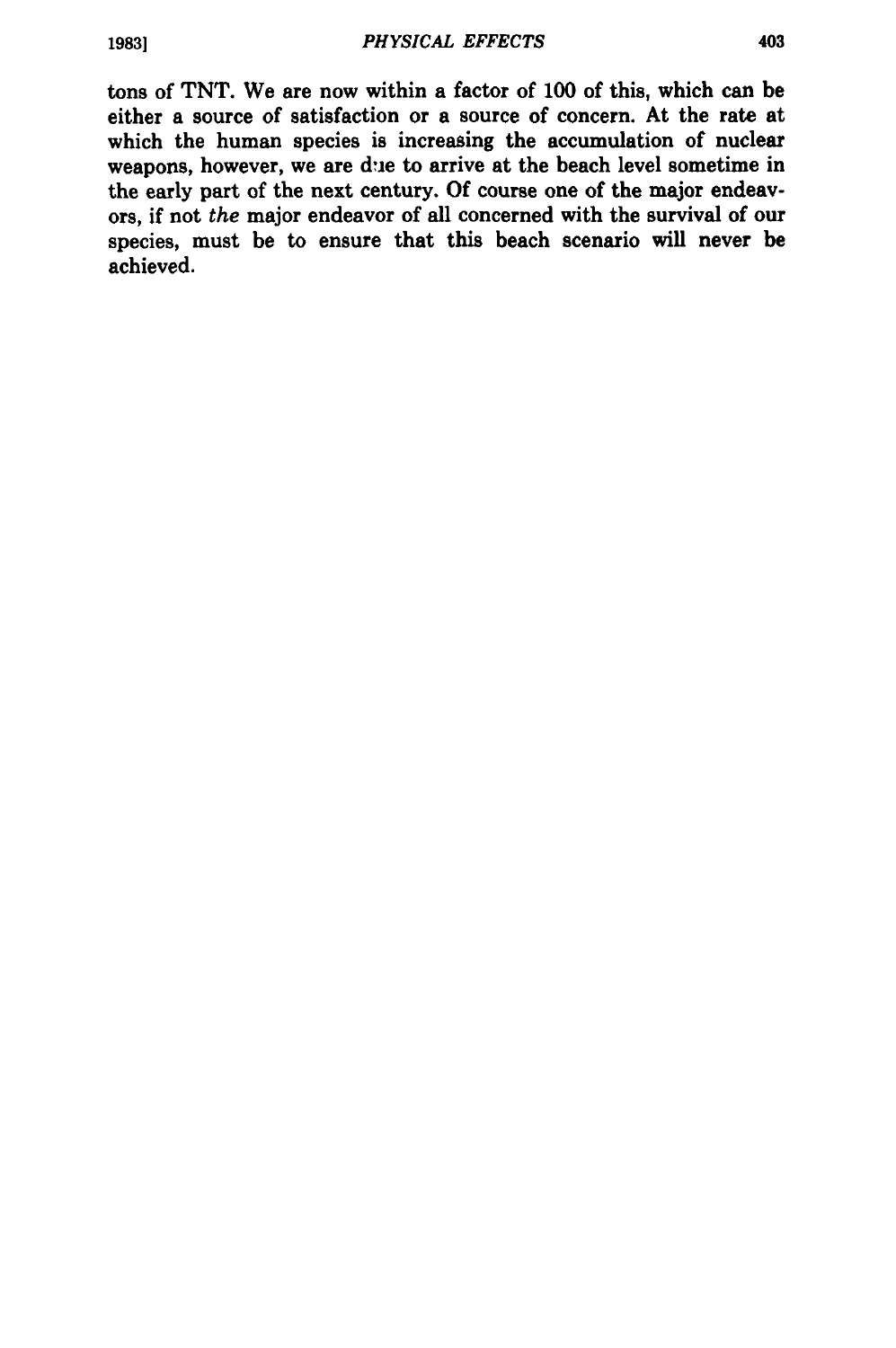tons of TNT. We are now within a factor of 100 of this, which can be either a source of satisfaction or a source of concern. At the rate at which the human species is increasing the accumulation of nuclear weapons, however, we are due to arrive at the beach level sometime in the early part of the next century. Of course one of the major endeavors, if not *the* major endeavor of all concerned with the survival of our species, must be to ensure that this beach scenario will never be achieved.